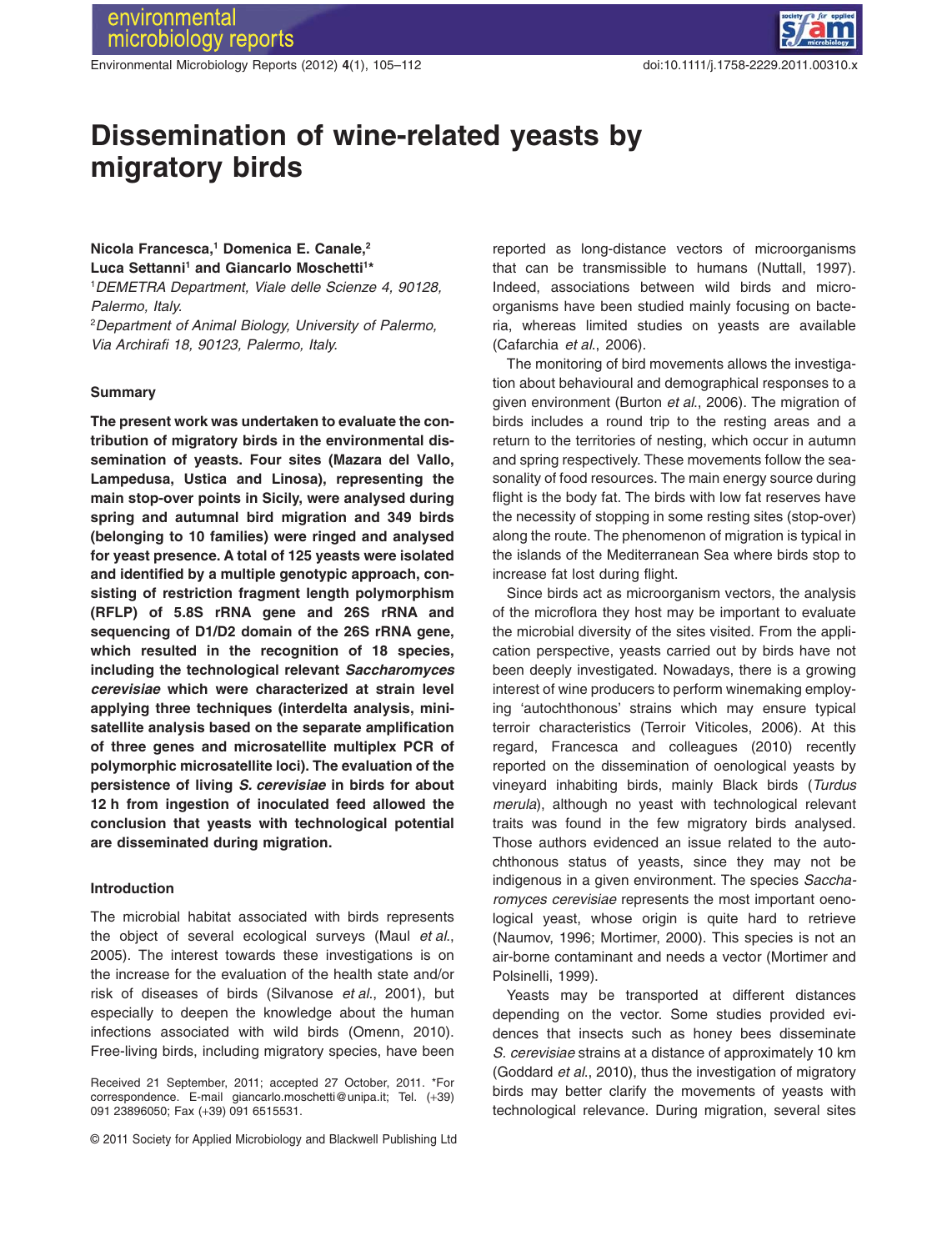# Dissemination of wine-related yeasts by migratory birds

**Nicola Francesca,[1] Domenica E. Canale,[2] Luca Settanni[1] and Giancarlo Moschetti[1]***

[1]*DEMETRA Department, Viale delle Scienze 4, 90128, Palermo, Italy.*

[2]*Department of Animal Biology, University of Palermo, Via Archirafi 18, 90123, Palermo, Italy.*

## Summary

**The present work was undertaken to evaluate the contribution of migratory birds in the environmental dissemination of yeasts. Four sites (Mazara del Vallo, Lampedusa, Ustica and Linosa), representing the main stop-over points in Sicily, were analysed during spring and autumnal bird migration and 349 birds (belonging to 10 families) were ringed and analysed for yeast presence. A total of 125 yeasts were isolated and identified by a multiple genotypic approach, consisting of restriction fragment length polymorphism (RFLP) of 5.8S rRNA gene and 26S rRNA and sequencing of D1/D2 domain of the 26S rRNA gene, which resulted in the recognition of 18 species, including the technological relevant *Saccharomyces cerevisiae* which were characterized at strain level applying three techniques (interdelta analysis, minisatellite analysis based on the separate amplification of three genes and microsatellite multiplex PCR of polymorphic microsatellite loci). The evaluation of the persistence of living *S. cerevisiae* in birds for about 12 h from ingestion of inoculated feed allowed the conclusion that yeasts with technological potential are disseminated during migration.**

## Introduction

The microbial habitat associated with birds represents the object of several ecological surveys (Maul *et al.*, 2005). The interest towards these investigations is on the increase for the evaluation of the health state and/or risk of diseases of birds (Silvanose *et al.*, 2001), but especially to deepen the knowledge about the human infections associated with wild birds (Omenn, 2010). Free-living birds, including migratory species, have been reported as long-distance vectors of microorganisms that can be transmissible to humans (Nuttall, 1997). Indeed, associations between wild birds and microorganisms have been studied mainly focusing on bacteria, whereas limited studies on yeasts are available (Cafarchia *et al.*, 2006).

The monitoring of bird movements allows the investigation about behavioural and demographical responses to a given environment (Burton *et al.*, 2006). The migration of birds includes a round trip to the resting areas and a return to the territories of nesting, which occur in autumn and spring respectively. These movements follow the seasonality of food resources. The main energy source during flight is the body fat. The birds with low fat reserves have the necessity of stopping in some resting sites (stop-over) along the route. The phenomenon of migration is typical in the islands of the Mediterranean Sea where birds stop to increase fat lost during flight.

Since birds act as microorganism vectors, the analysis of the microflora they host may be important to evaluate the microbial diversity of the sites visited. From the application perspective, yeasts carried out by birds have not been deeply investigated. Nowadays, there is a growing interest of wine producers to perform winemaking employing 'autochthonous' strains which may ensure typical terroir characteristics (Terroir Viticoles, 2006). At this regard, Francesca and colleagues (2010) recently reported on the dissemination of oenological yeasts by vineyard inhabiting birds, mainly Black birds (*Turdus merula*), although no yeast with technological relevant traits was found in the few migratory birds analysed. Those authors evidenced an issue related to the autochthonous status of yeasts, since they may not be indigenous in a given environment. The species *Saccharomyces cerevisiae* represents the most important oenological yeast, whose origin is quite hard to retrieve (Naumov, 1996; Mortimer, 2000). This species is not an air-borne contaminant and needs a vector (Mortimer and Polsinelli, 1999).

Yeasts may be transported at different distances depending on the vector. Some studies provided evidences that insects such as honey bees disseminate *S. cerevisiae* strains at a distance of approximately 10 km (Goddard *et al.*, 2010), thus the investigation of migratory birds may better clarify the movements of yeasts with technological relevance. During migration, several sites

Received 21 September, 2011; accepted 27 October, 2011. *For correspondence. E-mail giancarlo.moschetti@unipa.it; Tel. (+39) 091 23896050; Fax (+39) 091 6515531.

© 2011 Society for Applied Microbiology and Blackwell Publishing Ltd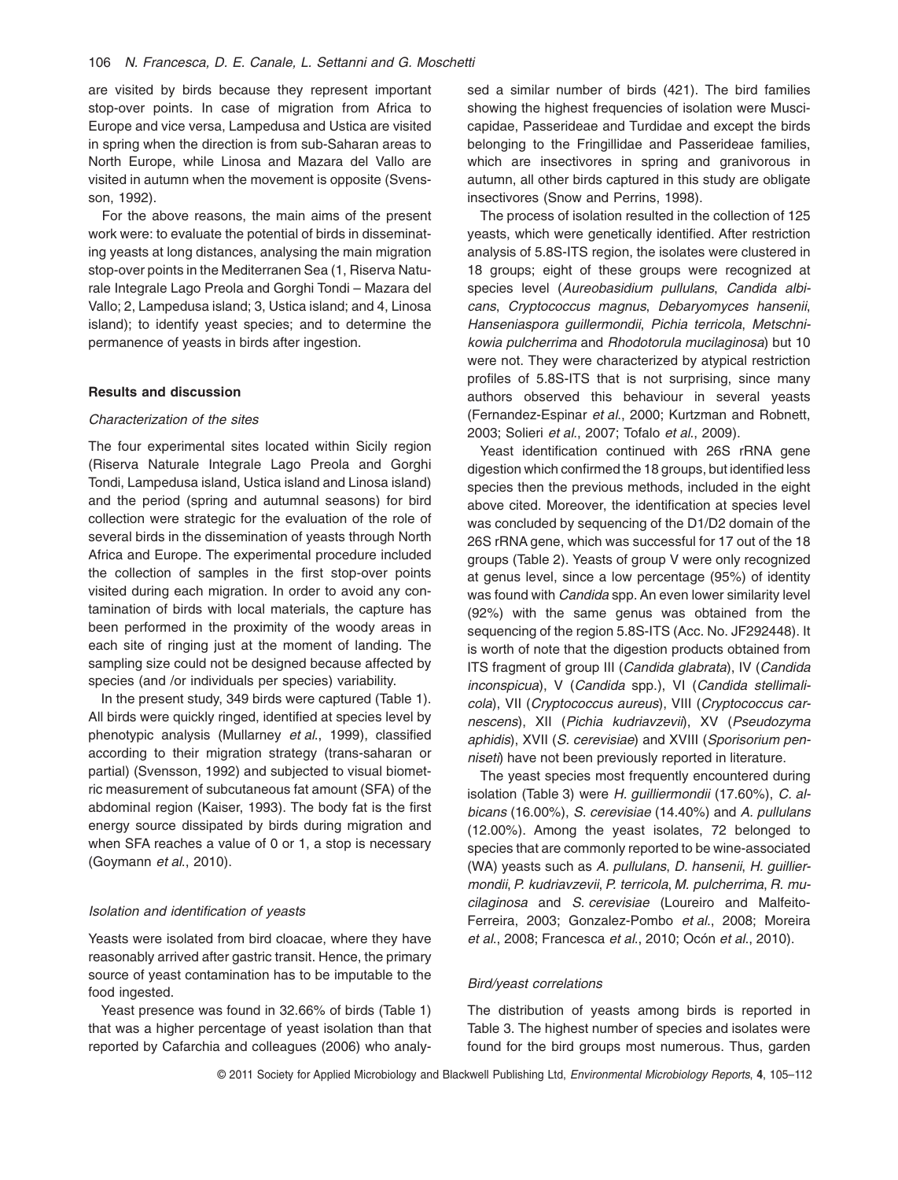are visited by birds because they represent important stop-over points. In case of migration from Africa to Europe and vice versa, Lampedusa and Ustica are visited in spring when the direction is from sub-Saharan areas to North Europe, while Linosa and Mazara del Vallo are visited in autumn when the movement is opposite (Svensson, 1992).

For the above reasons, the main aims of the present work were: to evaluate the potential of birds in disseminating yeasts at long distances, analysing the main migration stop-over points in the Mediterranen Sea (1, Riserva Naturale Integrale Lago Preola and Gorghi Tondi – Mazara del Vallo; 2, Lampedusa island; 3, Ustica island; and 4, Linosa island); to identify yeast species; and to determine the permanence of yeasts in birds after ingestion.

## Results and discussion

### *Characterization of the sites*

The four experimental sites located within Sicily region (Riserva Naturale Integrale Lago Preola and Gorghi Tondi, Lampedusa island, Ustica island and Linosa island) and the period (spring and autumnal seasons) for bird collection were strategic for the evaluation of the role of several birds in the dissemination of yeasts through North Africa and Europe. The experimental procedure included the collection of samples in the first stop-over points visited during each migration. In order to avoid any contamination of birds with local materials, the capture has been performed in the proximity of the woody areas in each site of ringing just at the moment of landing. The sampling size could not be designed because affected by species (and /or individuals per species) variability.

In the present study, 349 birds were captured (Table 1). All birds were quickly ringed, identified at species level by phenotypic analysis (Mullarney *et al.*, 1999), classified according to their migration strategy (trans-saharan or partial) (Svensson, 1992) and subjected to visual biometric measurement of subcutaneous fat amount (SFA) of the abdominal region (Kaiser, 1993). The body fat is the first energy source dissipated by birds during migration and when SFA reaches a value of 0 or 1, a stop is necessary (Goymann *et al.*, 2010).

### *Isolation and identification of yeasts*

Yeasts were isolated from bird cloacae, where they have reasonably arrived after gastric transit. Hence, the primary source of yeast contamination has to be imputable to the food ingested.

Yeast presence was found in 32.66% of birds (Table 1) that was a higher percentage of yeast isolation than that reported by Cafarchia and colleagues (2006) who analysed a similar number of birds (421). The bird families showing the highest frequencies of isolation were Muscicapidae, Passerideae and Turdidae and except the birds belonging to the Fringillidae and Passerideae families, which are insectivores in spring and granivorous in autumn, all other birds captured in this study are obligate insectivores (Snow and Perrins, 1998).

The process of isolation resulted in the collection of 125 yeasts, which were genetically identified. After restriction analysis of 5.8S-ITS region, the isolates were clustered in 18 groups; eight of these groups were recognized at species level (*Aureobasidium pullulans*, *Candida albicans*, *Cryptococcus magnus*, *Debaryomyces hansenii*, *Hanseniaspora guillermondii*, *Pichia terricola*, *Metschnikowia pulcherrima* and *Rhodotorula mucilaginosa*) but 10 were not. They were characterized by atypical restriction profiles of 5.8S-ITS that is not surprising, since many authors observed this behaviour in several yeasts (Fernandez-Espinar *et al.*, 2000; Kurtzman and Robnett, 2003; Solieri *et al.*, 2007; Tofalo *et al.*, 2009).

Yeast identification continued with 26S rRNA gene digestion which confirmed the 18 groups, but identified less species then the previous methods, included in the eight above cited. Moreover, the identification at species level was concluded by sequencing of the D1/D2 domain of the 26S rRNA gene, which was successful for 17 out of the 18 groups (Table 2). Yeasts of group V were only recognized at genus level, since a low percentage (95%) of identity was found with *Candida* spp. An even lower similarity level (92%) with the same genus was obtained from the sequencing of the region 5.8S-ITS (Acc. No. JF292448). It is worth of note that the digestion products obtained from ITS fragment of group III (*Candida glabrata*), IV (*Candida inconspicua*), V (*Candida* spp.), VI (*Candida stellimalicola*), VII (*Cryptococcus aureus*), VIII (*Cryptococcus carnescens*), XII (*Pichia kudriavzevii*), XV (*Pseudozyma aphidis*), XVII (*S. cerevisiae*) and XVIII (*Sporisorium penniseti*) have not been previously reported in literature.

The yeast species most frequently encountered during isolation (Table 3) were *H. guilliermondii* (17.60%), *C. albicans* (16.00%), *S. cerevisiae* (14.40%) and *A. pullulans* (12.00%). Among the yeast isolates, 72 belonged to species that are commonly reported to be wine-associated (WA) yeasts such as *A. pullulans*, *D. hansenii*, *H. guilliermondii*, *P. kudriavzevii*, *P. terricola*, *M. pulcherrima*, *R. mucilaginosa* and *S. cerevisiae* (Loureiro and Malfeito-Ferreira, 2003; Gonzalez-Pombo *et al.*, 2008; Moreira *et al.*, 2008; Francesca *et al.*, 2010; Ocón *et al.*, 2010).

### *Bird/yeast correlations*

The distribution of yeasts among birds is reported in Table 3. The highest number of species and isolates were found for the bird groups most numerous. Thus, garden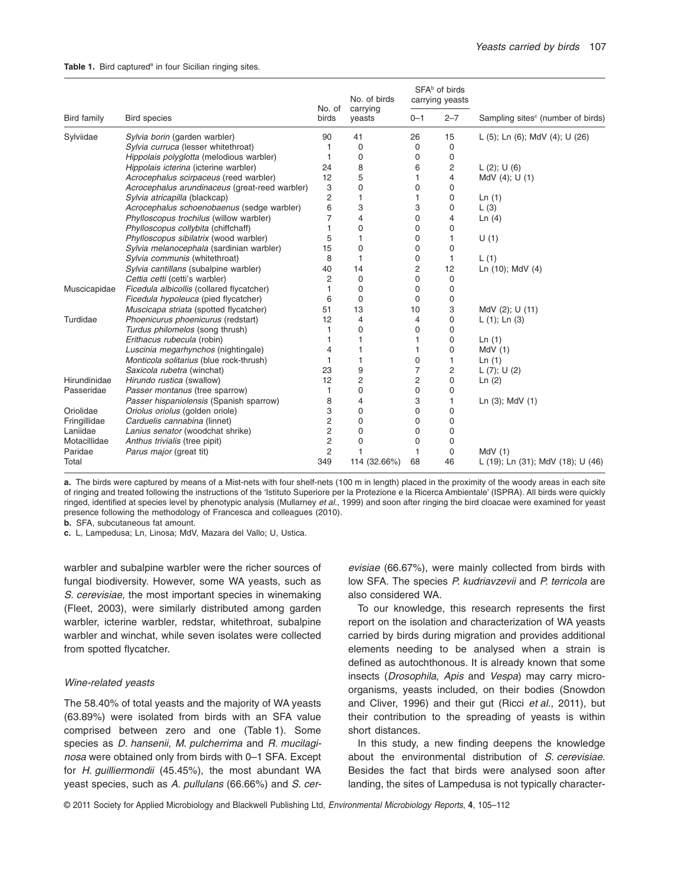**Table 1.** Bird captured[a] in four Sicilian ringing sites.

| Bird family | Bird species | No. of birds | No. of birds carrying yeasts | SFA[b] of birds carrying yeasts | | Sampling sites[c] (number of birds) |
|---|---|---|---|---|---|---|
| | | | | 0–1 | 2–7 | |
| Sylviidae | *Sylvia borin* (garden warbler) | 90 | 41 | 26 | 15 | L (5); Ln (6); MdV (4); U (26) |
| | *Sylvia curruca* (lesser whitethroat) | 1 | 0 | 0 | 0 | |
| | *Hippolais polyglotta* (melodious warbler) | 1 | 0 | 0 | 0 | |
| | *Hippolais icterina* (icterine warbler) | 24 | 8 | 6 | 2 | L (2); U (6) |
| | *Acrocephalus scirpaceus* (reed warbler) | 12 | 5 | 1 | 4 | MdV (4); U (1) |
| | *Acrocephalus arundinaceus* (great-reed warbler) | 3 | 0 | 0 | 0 | |
| | *Sylvia atricapilla* (blackcap) | 2 | 1 | 1 | 0 | Ln (1) |
| | *Acrocephalus schoenobaenus* (sedge warbler) | 6 | 3 | 3 | 0 | L (3) |
| | *Phylloscopus trochilus* (willow warbler) | 7 | 4 | 0 | 4 | Ln (4) |
| | *Phylloscopus collybita* (chiffchaff) | 1 | 0 | 0 | 0 | |
| | *Phylloscopus sibilatrix* (wood warbler) | 5 | 1 | 0 | 1 | U (1) |
| | *Sylvia melanocephala* (sardinian warbler) | 15 | 0 | 0 | 0 | |
| | *Sylvia communis* (whitethroat) | 8 | 1 | 0 | 1 | L (1) |
| | *Sylvia cantillans* (subalpine warbler) | 40 | 14 | 2 | 12 | Ln (10); MdV (4) |
| | *Cettia cetti* (cetti's warbler) | 2 | 0 | 0 | 0 | |
| Muscicapidae | *Ficedula albicollis* (collared flycatcher) | 1 | 0 | 0 | 0 | |
| | *Ficedula hypoleuca* (pied flycatcher) | 6 | 0 | 0 | 0 | |
| | *Muscicapa striata* (spotted flycatcher) | 51 | 13 | 10 | 3 | MdV (2); U (11) |
| Turdidae | *Phoenicurus phoenicurus* (redstart) | 12 | 4 | 4 | 0 | L (1); Ln (3) |
| | *Turdus philomelos* (song thrush) | 1 | 0 | 0 | 0 | |
| | *Erithacus rubecula* (robin) | 1 | 1 | 1 | 0 | Ln (1) |
| | *Luscinia megarhynchos* (nightingale) | 4 | 1 | 1 | 0 | MdV (1) |
| | *Monticola solitarius* (blue rock-thrush) | 1 | 1 | 0 | 1 | Ln (1) |
| | *Saxicola rubetra* (winchat) | 23 | 9 | 7 | 2 | L (7); U (2) |
| Hirundinidae | *Hirundo rustica* (swallow) | 12 | 2 | 2 | 0 | Ln (2) |
| Passeridae | *Passer montanus* (tree sparrow) | 1 | 0 | 0 | 0 | |
| | *Passer hispaniolensis* (Spanish sparrow) | 8 | 4 | 3 | 1 | Ln (3); MdV (1) |
| Oriolidae | *Oriolus oriolus* (golden oriole) | 3 | 0 | 0 | 0 | |
| Fringillidae | *Carduelis cannabina* (linnet) | 2 | 0 | 0 | 0 | |
| Laniidae | *Lanius senator* (woodchat shrike) | 2 | 0 | 0 | 0 | |
| Motacillidae | *Anthus trivialis* (tree pipit) | 2 | 0 | 0 | 0 | |
| Paridae | *Parus major* (great tit) | 2 | 1 | 1 | 0 | MdV (1) |
| Total | | 349 | 114 (32.66%) | 68 | 46 | L (19); Ln (31); MdV (18); U (46) |

**a.** The birds were captured by means of a Mist-nets with four shelf-nets (100 m in length) placed in the proximity of the woody areas in each site of ringing and treated following the instructions of the 'Istituto Superiore per la Protezione e la Ricerca Ambientale' (ISPRA). All birds were quickly ringed, identified at species level by phenotypic analysis (Mullarney *et al.*, 1999) and soon after ringing the bird cloacae were examined for yeast presence following the methodology of Francesca and colleagues (2010).

**b.** SFA, subcutaneous fat amount.

**c.** L, Lampedusa; Ln, Linosa; MdV, Mazara del Vallo; U, Ustica.

warbler and subalpine warbler were the richer sources of fungal biodiversity. However, some WA yeasts, such as *S. cerevisiae*, the most important species in winemaking (Fleet, 2003), were similarly distributed among garden warbler, icterine warbler, redstar, whitethroat, subalpine warbler and winchat, while seven isolates were collected from spotted flycatcher.

### Wine-related yeasts

The 58.40% of total yeasts and the majority of WA yeasts (63.89%) were isolated from birds with an SFA value comprised between zero and one (Table 1). Some species as *D. hansenii*, *M. pulcherrima* and *R. mucilaginosa* were obtained only from birds with 0–1 SFA. Except for *H. guilliermondii* (45.45%), the most abundant WA yeast species, such as *A. pullulans* (66.66%) and *S. cerevisiae* (66.67%), were mainly collected from birds with low SFA. The species *P. kudriavzevii* and *P. terricola* are also considered WA.

To our knowledge, this research represents the first report on the isolation and characterization of WA yeasts carried by birds during migration and provides additional elements needing to be analysed when a strain is defined as autochthonous. It is already known that some insects (*Drosophila*, *Apis* and *Vespa*) may carry microorganisms, yeasts included, on their bodies (Snowdon and Cliver, 1996) and their gut (Ricci *et al.*, 2011), but their contribution to the spreading of yeasts is within short distances.

In this study, a new finding deepens the knowledge about the environmental distribution of *S. cerevisiae*. Besides the fact that birds were analysed soon after landing, the sites of Lampedusa is not typically character-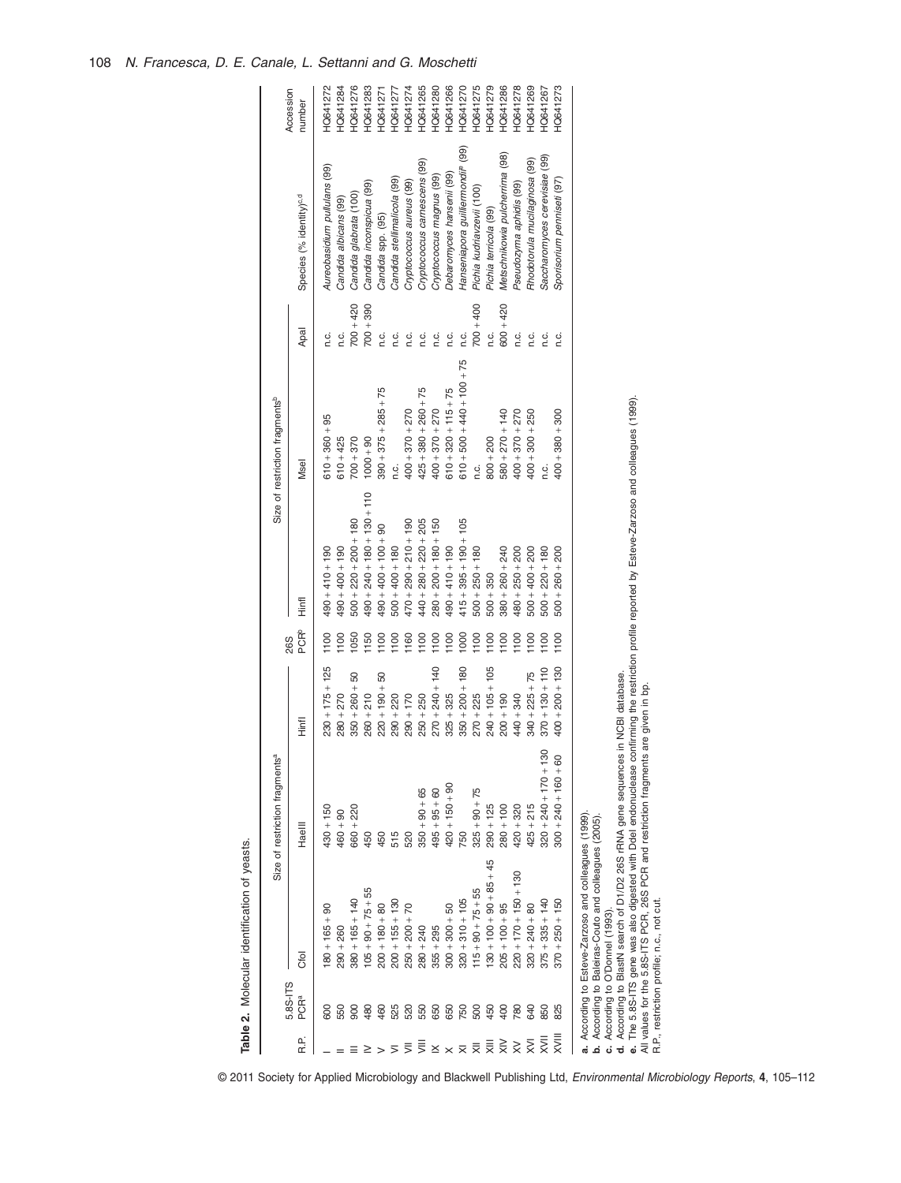**Table 2.** Molecular identification of yeasts.

| R.P. | 5.8S-ITS PCR[a] | Size of restriction fragments[a] | | | 26S PCR[b] | Size of restriction fragments[b] | | | Species (% identity)[c,d] | Accession number |
|---|---|---|---|---|---|---|---|---|---|---|
| | | CfoI | HaeIII | HinfI | | HinfI | MseI | ApaI | | |
| I | 600 | 180 + 165 + 90 | 430 + 150 | 230 + 175 + 125 | 1100 | 490 + 410 + 190 | 610 + 360 + 95 | n.c. | *Aureobasidium pullulans* (99) | HQ641272 |
| II | 550 | 290 + 260 | 460 + 90 | 280 + 270 | 1100 | 490 + 400 + 190 | 610 + 425 | n.c. | *Candida albicans* (99) | HQ641284 |
| III | 900 | 380 + 165 + 140 | 660 + 220 | 350 + 260 + 50 | 1050 | 500 + 220 + 200 + 180 | 700 + 370 | 700 + 420 | *Candida glabrata* (100) | HQ641276 |
| IV | 480 | 105 + 90 + 75 + 55 | 450 | 260 + 210 | 1150 | 490 + 240 + 180 + 130 + 110 | 1000 + 90 | 700 + 390 | *Candida inconspicua* (99) | HQ641283 |
| V | 460 | 200 + 180 + 80 | 450 | 220 + 190 + 50 | 1100 | 490 + 400 + 100 + 90 | 390 + 375 + 285 + 75 | n.c. | *Candida* spp. (95) | HQ641271 |
| VI | 525 | 200 + 155 + 130 | 515 | 290 + 220 | 1100 | 500 + 400 + 180 | n.c. | n.c. | *Candida stellimalicola* (99) | HQ641277 |
| VII | 520 | 250 + 200 + 70 | 520 | 290 + 170 | 1160 | 470 + 290 + 210 + 190 | 400 + 370 + 270 | n.c. | *Cryptococcus aureus* (99) | HQ641274 |
| VIII | 550 | 280 + 240 | 350 + 90 + 65 | 250 + 250 | 1100 | 440 + 280 + 220 + 205 | 425 + 380 + 260 + 75 | n.c. | *Cryptococcus carnescens* (99) | HQ641265 |
| IX | 650 | 355 + 295 | 495 + 95 + 60 | 270 + 240 + 140 | 1100 | 280 + 200 + 180 + 150 | 400 + 370 + 270 | n.c. | *Cryptococcus magnus* (99) | HQ641280 |
| X | 650 | 300 + 300 + 50 | 420 + 150 + 90 | 325 + 325 | 1100 | 490 + 410 + 190 | 610 + 320 + 115 + 75 | n.c. | *Debaromyces hansenii* (99) | HQ641266 |
| XI | 750 | 320 + 310 + 105 | 750 | 350 + 200 + 180 | 1000 | 415 + 395 + 190 + 105 | 610 + 500 + 440 + 100 + 75 | n.c. | *Hanseniapora guilliermondii*[e] (99) | HQ641270 |
| XII | 500 | 115 + 90 + 75 + 55 | 325 + 90 + 75 | 270 + 225 | 1100 | 500 + 250 + 180 | n.c. | 700 + 400 | *Pichia kudriavzevii* (100) | HQ641275 |
| XIII | 450 | 130 + 100 + 90 + 85 + 45 | 290 + 125 | 240 + 105 + 105 | 1100 | 500 + 350 | 800 + 200 | n.c. | *Pichia terricola* (99) | HQ641279 |
| XIV | 400 | 205 + 100 + 95 | 280 + 100 | 200 + 190 | 1100 | 380 + 260 + 240 | 580 + 270 + 140 | 600 + 420 | *Metschnikowia pulcherrima* (98) | HQ641286 |
| XV | 780 | 220 + 170 + 150 + 130 | 420 + 320 | 440 + 340 | 1100 | 480 + 250 + 200 | 400 + 370 + 270 | n.c. | *Pseudozyma aphidis* (99) | HQ641278 |
| XVI | 640 | 320 + 240 + 80 | 425 + 215 | 340 + 225 + 75 | 1100 | 500 + 400 + 200 | 400 + 300 + 250 | n.c. | *Rhodotorula mucilaginosa* (99) | HQ641269 |
| XVII | 850 | 375 + 335 + 140 | 320 + 240 + 170 + 130 | 370 + 130 + 110 | 1100 | 500 + 220 + 180 | n.c. | n.c. | *Saccharomyces cerevisiae* (99) | HQ641267 |
| XVIII | 825 | 370 + 250 + 150 | 300 + 240 + 160 + 60 | 400 + 200 + 130 | 1100 | 500 + 260 + 200 | 400 + 380 + 300 | n.c. | *Sporisorium penniseti* (97) | HQ641273 |

**a.** According to Esteve-Zarzoso and colleagues (1999).
**b.** According to Baleiras-Couto and colleagues (2005).
**c.** According to O'Donnel (1993).
**d.** According to BlastN search of D1/D2 26S rRNA gene sequences in NCBI database.
**e.** The 5.8S-ITS gene was also digested with DdeI endonuclease confirming the restriction profile reported by Esteve-Zarzoso and colleagues (1999).
All values for the 5.8S-ITS PCR, 26S PCR and restriction fragments are given in bp.
R.P., restriction profile; n.c., not cut.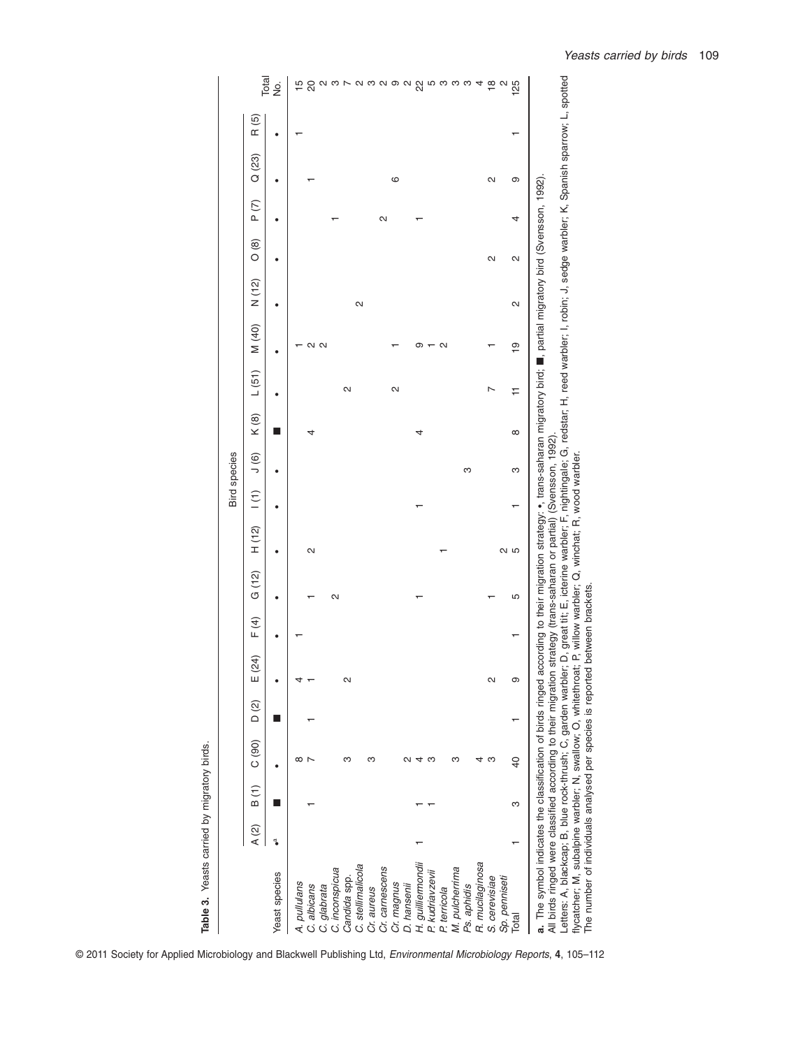**Table 3.** Yeasts carried by migratory birds.

| Yeast species | Bird species | | | | | | | | | | | | | | | | | | Total No. |
|---|---|---|---|---|---|---|---|---|---|---|---|---|---|---|---|---|---|---|---|
| | A (2) | B (1) | C (90) | D (2) | E (24) | F (4) | G (12) | H (12) | I (1) | J (6) | K (8) | L (51) | M (40) | N (12) | O (8) | P (7) | Q (23) | R (5) | |
| | •[a] | ■ | • | ■ | • | • | • | • | • | • | ■ | • | • | • | • | • | • | • | |
| *A. pullulans* | | | 8 | | 4 | 1 | | | | | | | 1 | | | | | 1 | 15 |
| *C. albicans* | | 1 | 7 | 1 | 1 | | 1 | 2 | | | 4 | | 2 | | | | 1 | | 20 |
| *C. glabrata* | | | | | | | | | | | | | 2 | | | | | | 2 |
| *C. inconspicua* | | | | | | | 2 | | | | | | | | | 1 | | | 3 |
| *Candida* spp. | | | 3 | | 2 | | | | | | | 2 | | | | | | | 7 |
| *C. stellimalicola* | | | | | | | | | | | | | | 2 | | | | | 2 |
| *Cr. aureus* | | | 3 | | | | | | | | | | | | | | | | 3 |
| *Cr. carnescens* | | | | | | | | | | | | | | | | 2 | | | 2 |
| *Cr. magnus* | | | | | | | | | | | | 2 | 1 | | | | 6 | | 9 |
| *D. hansenii* | | | 2 | | | | | | | | | | | | | | | | 2 |
| *H. guilliermondii* | 1 | 1 | 4 | | | | 1 | | 1 | | 4 | | 9 | | | 1 | | | 22 |
| *P. kudriavzevii* | | 1 | 3 | | | | | | | | | | 1 | | | | | | 5 |
| *P. terricola* | | | | | | | | 1 | | | | | 2 | | | | | | 3 |
| *M. pulcherrima* | | | 3 | | | | | | | | | | | | | | | | 3 |
| *Ps. aphidis* | | | | | | | | | | 3 | | | | | | | | | 3 |
| *R. mucilaginosa* | | | 4 | | | | | | | | | | | | | | | | 4 |
| *S. cerevisiae* | | | 3 | | 2 | | 1 | | | | | 7 | 1 | | 2 | | 2 | | 18 |
| *Sp. penniseti* | | | | | | | | 2 | | | | | | | | | | | 2 |
| Total | 1 | 3 | 40 | 1 | 9 | 1 | 5 | 5 | 1 | 3 | 8 | 11 | 19 | 2 | 2 | 4 | 9 | 1 | 125 |

**a.** The symbol indicates the classification of birds ringed according to their migration strategy: •, trans-saharan migratory bird; ■, partial migratory bird (Svensson, 1992).
All birds ringed were classified according to their migration strategy (trans-saharan or partial) (Svensson, 1992).
Letters: A, blackcap; B, blue rock-thrush; C, garden warbler; D, great tit; E, icterine warbler; F, nightingale; G, redstar; H, reed warbler; I, robin; J, sedge warbler; K, Spanish sparrow; L, spotted flycatcher; M, subalpine warbler; N, swallow; O, whitethroat; P, willow warbler; Q, winchat; R, wood warbler.
The number of individuals analysed per species is reported between brackets.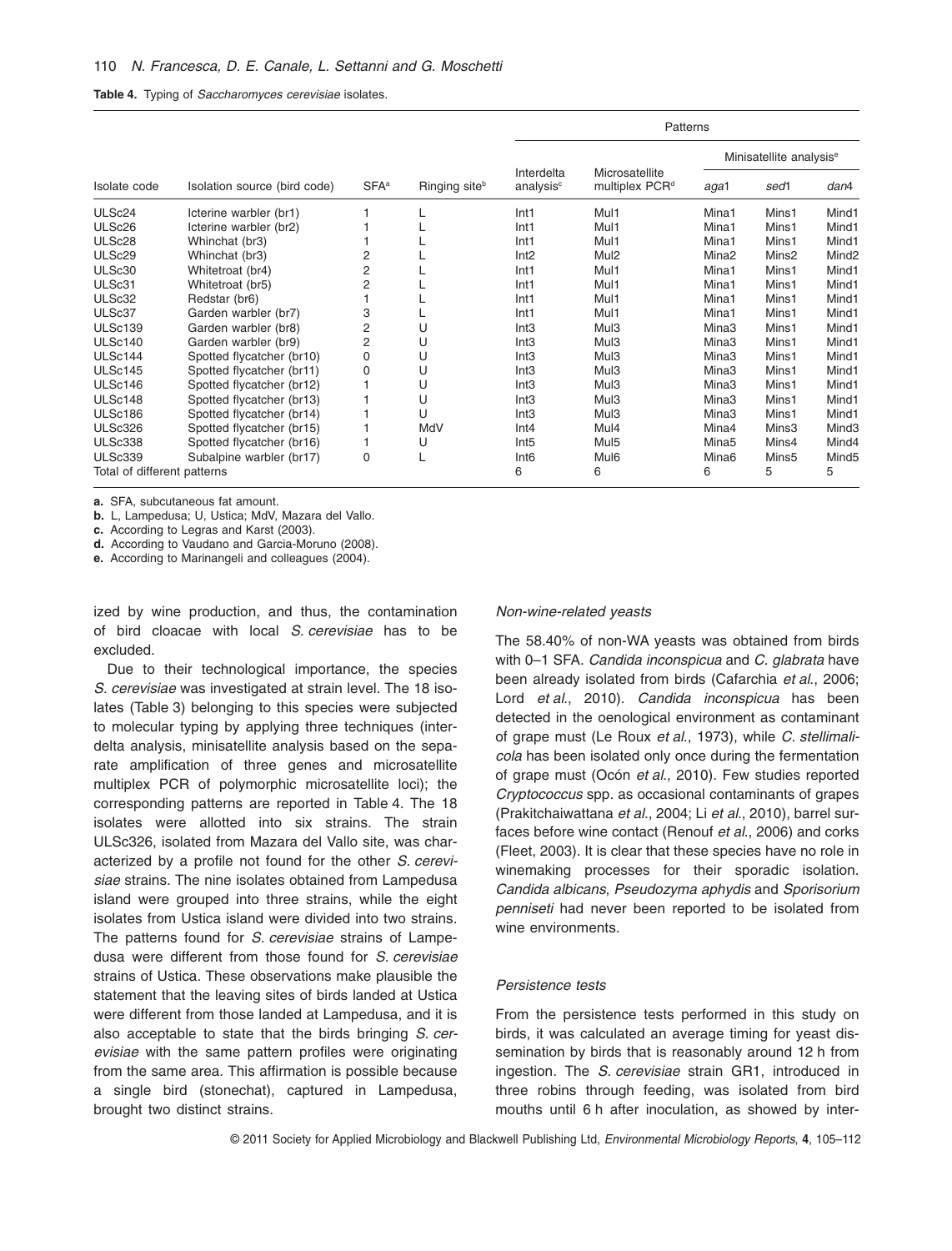**Table 4.** Typing of *Saccharomyces cerevisiae* isolates.

| Isolate code | Isolation source (bird code) | SFA[a] | Ringing site[b] | Patterns | | | | |
|---|---|---|---|---|---|---|---|---|
| | | | | Interdelta analysis[c] | Microsatellite multiplex PCR[d] | Minisatellite analysis[e] | | |
| | | | | | | *aga*1 | *sed*1 | *dan*4 |
| ULSc24 | Icterine warbler (br1) | 1 | L | Int1 | Mul1 | Mina1 | Mins1 | Mind1 |
| ULSc26 | Icterine warbler (br2) | 1 | L | Int1 | Mul1 | Mina1 | Mins1 | Mind1 |
| ULSc28 | Whinchat (br3) | 1 | L | Int1 | Mul1 | Mina1 | Mins1 | Mind1 |
| ULSc29 | Whinchat (br3) | 2 | L | Int2 | Mul2 | Mina2 | Mins2 | Mind2 |
| ULSc30 | Whitetroat (br4) | 2 | L | Int1 | Mul1 | Mina1 | Mins1 | Mind1 |
| ULSc31 | Whitetroat (br5) | 2 | L | Int1 | Mul1 | Mina1 | Mins1 | Mind1 |
| ULSc32 | Redstar (br6) | 1 | L | Int1 | Mul1 | Mina1 | Mins1 | Mind1 |
| ULSc37 | Garden warbler (br7) | 3 | L | Int1 | Mul1 | Mina1 | Mins1 | Mind1 |
| ULSc139 | Garden warbler (br8) | 2 | U | Int3 | Mul3 | Mina3 | Mins1 | Mind1 |
| ULSc140 | Garden warbler (br9) | 2 | U | Int3 | Mul3 | Mina3 | Mins1 | Mind1 |
| ULSc144 | Spotted flycatcher (br10) | 0 | U | Int3 | Mul3 | Mina3 | Mins1 | Mind1 |
| ULSc145 | Spotted flycatcher (br11) | 0 | U | Int3 | Mul3 | Mina3 | Mins1 | Mind1 |
| ULSc146 | Spotted flycatcher (br12) | 1 | U | Int3 | Mul3 | Mina3 | Mins1 | Mind1 |
| ULSc148 | Spotted flycatcher (br13) | 1 | U | Int3 | Mul3 | Mina3 | Mins1 | Mind1 |
| ULSc186 | Spotted flycatcher (br14) | 1 | U | Int3 | Mul3 | Mina3 | Mins1 | Mind1 |
| ULSc326 | Spotted flycatcher (br15) | 1 | MdV | Int4 | Mul4 | Mina4 | Mins3 | Mind3 |
| ULSc338 | Spotted flycatcher (br16) | 1 | U | Int5 | Mul5 | Mina5 | Mins4 | Mind4 |
| ULSc339 | Subalpine warbler (br17) | 0 | L | Int6 | Mul6 | Mina6 | Mins5 | Mind5 |
| Total of different patterns | | | | 6 | 6 | 6 | 5 | 5 |

**a.** SFA, subcutaneous fat amount.
**b.** L, Lampedusa; U, Ustica; MdV, Mazara del Vallo.
**c.** According to Legras and Karst (2003).
**d.** According to Vaudano and Garcia-Moruno (2008).
**e.** According to Marinangeli and colleagues (2004).

ized by wine production, and thus, the contamination of bird cloacae with local *S. cerevisiae* has to be excluded.

Due to their technological importance, the species *S. cerevisiae* was investigated at strain level. The 18 isolates (Table 3) belonging to this species were subjected to molecular typing by applying three techniques (interdelta analysis, minisatellite analysis based on the separate amplification of three genes and microsatellite multiplex PCR of polymorphic microsatellite loci); the corresponding patterns are reported in Table 4. The 18 isolates were allotted into six strains. The strain ULSc326, isolated from Mazara del Vallo site, was characterized by a profile not found for the other *S. cerevisiae* strains. The nine isolates obtained from Lampedusa island were grouped into three strains, while the eight isolates from Ustica island were divided into two strains. The patterns found for *S. cerevisiae* strains of Lampedusa were different from those found for *S. cerevisiae* strains of Ustica. These observations make plausible the statement that the leaving sites of birds landed at Ustica were different from those landed at Lampedusa, and it is also acceptable to state that the birds bringing *S. cerevisiae* with the same pattern profiles were originating from the same area. This affirmation is possible because a single bird (stonechat), captured in Lampedusa, brought two distinct strains.

### *Non-wine-related yeasts*

The 58.40% of non-WA yeasts was obtained from birds with 0–1 SFA. *Candida inconspicua* and *C. glabrata* have been already isolated from birds (Cafarchia *et al.*, 2006; Lord *et al.*, 2010). *Candida inconspicua* has been detected in the oenological environment as contaminant of grape must (Le Roux *et al.*, 1973), while *C. stellimalicola* has been isolated only once during the fermentation of grape must (Ocón *et al.*, 2010). Few studies reported *Cryptococcus* spp. as occasional contaminants of grapes (Prakitchaiwattana *et al.*, 2004; Li *et al.*, 2010), barrel surfaces before wine contact (Renouf *et al.*, 2006) and corks (Fleet, 2003). It is clear that these species have no role in winemaking processes for their sporadic isolation. *Candida albicans*, *Pseudozyma aphydis* and *Sporisorium penniseti* had never been reported to be isolated from wine environments.

### *Persistence tests*

From the persistence tests performed in this study on birds, it was calculated an average timing for yeast dissemination by birds that is reasonably around 12 h from ingestion. The *S. cerevisiae* strain GR1, introduced in three robins through feeding, was isolated from bird mouths until 6 h after inoculation, as showed by inter-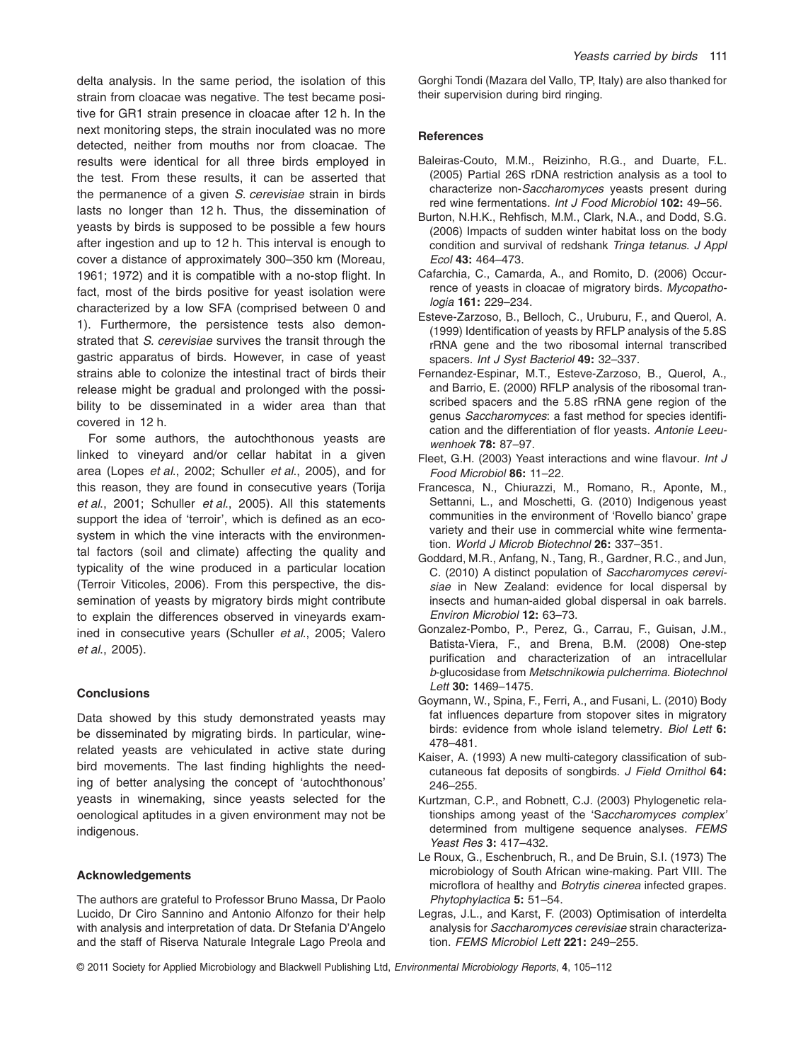delta analysis. In the same period, the isolation of this strain from cloacae was negative. The test became positive for GR1 strain presence in cloacae after 12 h. In the next monitoring steps, the strain inoculated was no more detected, neither from mouths nor from cloacae. The results were identical for all three birds employed in the test. From these results, it can be asserted that the permanence of a given *S. cerevisiae* strain in birds lasts no longer than 12 h. Thus, the dissemination of yeasts by birds is supposed to be possible a few hours after ingestion and up to 12 h. This interval is enough to cover a distance of approximately 300–350 km (Moreau, 1961; 1972) and it is compatible with a no-stop flight. In fact, most of the birds positive for yeast isolation were characterized by a low SFA (comprised between 0 and 1). Furthermore, the persistence tests also demonstrated that *S. cerevisiae* survives the transit through the gastric apparatus of birds. However, in case of yeast strains able to colonize the intestinal tract of birds their release might be gradual and prolonged with the possibility to be disseminated in a wider area than that covered in 12 h.

For some authors, the autochthonous yeasts are linked to vineyard and/or cellar habitat in a given area (Lopes *et al*., 2002; Schuller *et al*., 2005), and for this reason, they are found in consecutive years (Torija *et al*., 2001; Schuller *et al*., 2005). All this statements support the idea of 'terroir', which is defined as an ecosystem in which the vine interacts with the environmental factors (soil and climate) affecting the quality and typicality of the wine produced in a particular location (Terroir Viticoles, 2006). From this perspective, the dissemination of yeasts by migratory birds might contribute to explain the differences observed in vineyards examined in consecutive years (Schuller *et al*., 2005; Valero *et al*., 2005).

## Conclusions

Data showed by this study demonstrated yeasts may be disseminated by migrating birds. In particular, wine-related yeasts are vehiculated in active state during bird movements. The last finding highlights the needing of better analysing the concept of 'autochthonous' yeasts in winemaking, since yeasts selected for the oenological aptitudes in a given environment may not be indigenous.

## Acknowledgements

The authors are grateful to Professor Bruno Massa, Dr Paolo Lucido, Dr Ciro Sannino and Antonio Alfonzo for their help with analysis and interpretation of data. Dr Stefania D'Angelo and the staff of Riserva Naturale Integrale Lago Preola and Gorghi Tondi (Mazara del Vallo, TP, Italy) are also thanked for their supervision during bird ringing.

## References

Baleiras-Couto, M.M., Reizinho, R.G., and Duarte, F.L. (2005) Partial 26S rDNA restriction analysis as a tool to characterize non-*Saccharomyces* yeasts present during red wine fermentations. *Int J Food Microbiol* **102:** 49–56.

Burton, N.H.K., Rehfisch, M.M., Clark, N.A., and Dodd, S.G. (2006) Impacts of sudden winter habitat loss on the body condition and survival of redshank *Tringa tetanus*. *J Appl Ecol* **43:** 464–473.

Cafarchia, C., Camarda, A., and Romito, D. (2006) Occurrence of yeasts in cloacae of migratory birds. *Mycopathologia* **161:** 229–234.

Esteve-Zarzoso, B., Belloch, C., Uruburu, F., and Querol, A. (1999) Identification of yeasts by RFLP analysis of the 5.8S rRNA gene and the two ribosomal internal transcribed spacers. *Int J Syst Bacteriol* **49:** 32–337.

Fernandez-Espinar, M.T., Esteve-Zarzoso, B., Querol, A., and Barrio, E. (2000) RFLP analysis of the ribosomal transcribed spacers and the 5.8S rRNA gene region of the genus *Saccharomyces*: a fast method for species identification and the differentiation of flor yeasts. *Antonie Leeuwenhoek* **78:** 87–97.

Fleet, G.H. (2003) Yeast interactions and wine flavour. *Int J Food Microbiol* **86:** 11–22.

Francesca, N., Chiurazzi, M., Romano, R., Aponte, M., Settanni, L., and Moschetti, G. (2010) Indigenous yeast communities in the environment of 'Rovello bianco' grape variety and their use in commercial white wine fermentation. *World J Microb Biotechnol* **26:** 337–351.

Goddard, M.R., Anfang, N., Tang, R., Gardner, R.C., and Jun, C. (2010) A distinct population of *Saccharomyces cerevisiae* in New Zealand: evidence for local dispersal by insects and human-aided global dispersal in oak barrels. *Environ Microbiol* **12:** 63–73.

Gonzalez-Pombo, P., Perez, G., Carrau, F., Guisan, J.M., Batista-Viera, F., and Brena, B.M. (2008) One-step purification and characterization of an intracellular *b*-glucosidase from *Metschnikowia pulcherrima*. *Biotechnol Lett* **30:** 1469–1475.

Goymann, W., Spina, F., Ferri, A., and Fusani, L. (2010) Body fat influences departure from stopover sites in migratory birds: evidence from whole island telemetry. *Biol Lett* **6:** 478–481.

Kaiser, A. (1993) A new multi-category classification of subcutaneous fat deposits of songbirds. *J Field Ornithol* **64:** 246–255.

Kurtzman, C.P., and Robnett, C.J. (2003) Phylogenetic relationships among yeast of the '*Saccharomyces complex*' determined from multigene sequence analyses. *FEMS Yeast Res* **3:** 417–432.

Le Roux, G., Eschenbruch, R., and De Bruin, S.I. (1973) The microbiology of South African wine-making. Part VIII. The microflora of healthy and *Botrytis cinerea* infected grapes. *Phytophylactica* **5:** 51–54.

Legras, J.L., and Karst, F. (2003) Optimisation of interdelta analysis for *Saccharomyces cerevisiae* strain characterization. *FEMS Microbiol Lett* **221:** 249–255.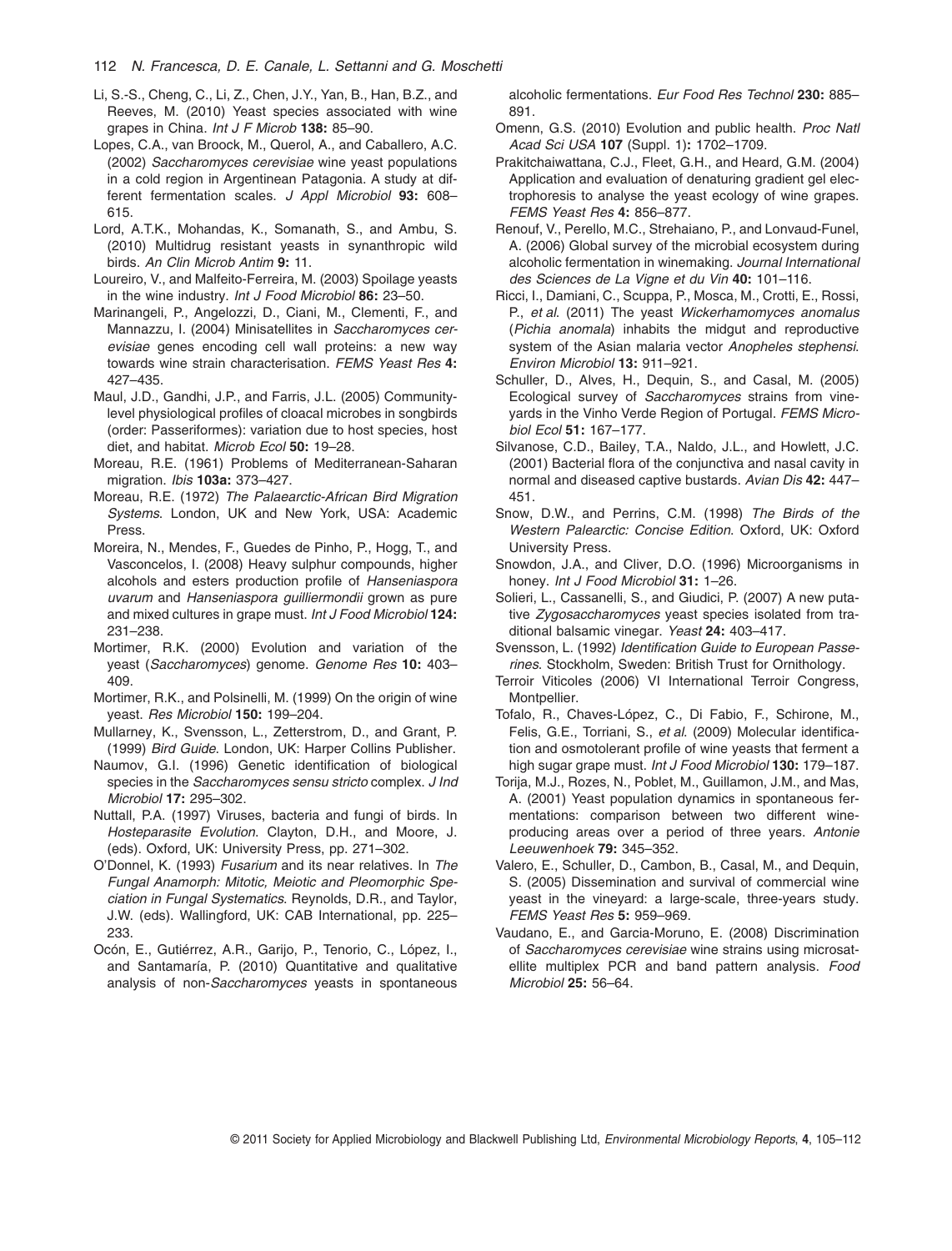Li, S.-S., Cheng, C., Li, Z., Chen, J.Y., Yan, B., Han, B.Z., and Reeves, M. (2010) Yeast species associated with wine grapes in China. *Int J F Microb* **138:** 85–90.

Lopes, C.A., van Broock, M., Querol, A., and Caballero, A.C. (2002) *Saccharomyces cerevisiae* wine yeast populations in a cold region in Argentinean Patagonia. A study at different fermentation scales. *J Appl Microbiol* **93:** 608–615.

Lord, A.T.K., Mohandas, K., Somanath, S., and Ambu, S. (2010) Multidrug resistant yeasts in synanthropic wild birds. *An Clin Microb Antim* **9:** 11.

Loureiro, V., and Malfeito-Ferreira, M. (2003) Spoilage yeasts in the wine industry. *Int J Food Microbiol* **86:** 23–50.

Marinangeli, P., Angelozzi, D., Ciani, M., Clementi, F., and Mannazzu, I. (2004) Minisatellites in *Saccharomyces cerevisiae* genes encoding cell wall proteins: a new way towards wine strain characterisation. *FEMS Yeast Res* **4:** 427–435.

Maul, J.D., Gandhi, J.P., and Farris, J.L. (2005) Community-level physiological profiles of cloacal microbes in songbirds (order: Passeriformes): variation due to host species, host diet, and habitat. *Microb Ecol* **50:** 19–28.

Moreau, R.E. (1961) Problems of Mediterranean-Saharan migration. *Ibis* **103a:** 373–427.

Moreau, R.E. (1972) *The Palaearctic-African Bird Migration Systems*. London, UK and New York, USA: Academic Press.

Moreira, N., Mendes, F., Guedes de Pinho, P., Hogg, T., and Vasconcelos, I. (2008) Heavy sulphur compounds, higher alcohols and esters production profile of *Hanseniaspora uvarum* and *Hanseniaspora guilliermondii* grown as pure and mixed cultures in grape must. *Int J Food Microbiol* **124:** 231–238.

Mortimer, R.K. (2000) Evolution and variation of the yeast (*Saccharomyces*) genome. *Genome Res* **10:** 403–409.

Mortimer, R.K., and Polsinelli, M. (1999) On the origin of wine yeast. *Res Microbiol* **150:** 199–204.

Mullarney, K., Svensson, L., Zetterstrom, D., and Grant, P. (1999) *Bird Guide*. London, UK: Harper Collins Publisher.

Naumov, G.I. (1996) Genetic identification of biological species in the *Saccharomyces sensu stricto* complex. *J Ind Microbiol* **17:** 295–302.

Nuttall, P.A. (1997) Viruses, bacteria and fungi of birds. In *Hosteparasite Evolution*. Clayton, D.H., and Moore, J. (eds). Oxford, UK: University Press, pp. 271–302.

O'Donnel, K. (1993) *Fusarium* and its near relatives. In *The Fungal Anamorph: Mitotic, Meiotic and Pleomorphic Speciation in Fungal Systematics*. Reynolds, D.R., and Taylor, J.W. (eds). Wallingford, UK: CAB International, pp. 225–233.

Ocón, E., Gutiérrez, A.R., Garijo, P., Tenorio, C., López, I., and Santamaría, P. (2010) Quantitative and qualitative analysis of non-*Saccharomyces* yeasts in spontaneous alcoholic fermentations. *Eur Food Res Technol* **230:** 885–891.

Omenn, G.S. (2010) Evolution and public health. *Proc Natl Acad Sci USA* **107** (Suppl. 1)**:** 1702–1709.

Prakitchaiwattana, C.J., Fleet, G.H., and Heard, G.M. (2004) Application and evaluation of denaturing gradient gel electrophoresis to analyse the yeast ecology of wine grapes. *FEMS Yeast Res* **4:** 856–877.

Renouf, V., Perello, M.C., Strehaiano, P., and Lonvaud-Funel, A. (2006) Global survey of the microbial ecosystem during alcoholic fermentation in winemaking. *Journal International des Sciences de La Vigne et du Vin* **40:** 101–116.

Ricci, I., Damiani, C., Scuppa, P., Mosca, M., Crotti, E., Rossi, P., *et al.* (2011) The yeast *Wickerhamomyces anomalus* (*Pichia anomala*) inhabits the midgut and reproductive system of the Asian malaria vector *Anopheles stephensi*. *Environ Microbiol* **13:** 911–921.

Schuller, D., Alves, H., Dequin, S., and Casal, M. (2005) Ecological survey of *Saccharomyces* strains from vineyards in the Vinho Verde Region of Portugal. *FEMS Microbiol Ecol* **51:** 167–177.

Silvanose, C.D., Bailey, T.A., Naldo, J.L., and Howlett, J.C. (2001) Bacterial flora of the conjunctiva and nasal cavity in normal and diseased captive bustards. *Avian Dis* **42:** 447–451.

Snow, D.W., and Perrins, C.M. (1998) *The Birds of the Western Palearctic: Concise Edition*. Oxford, UK: Oxford University Press.

Snowdon, J.A., and Cliver, D.O. (1996) Microorganisms in honey. *Int J Food Microbiol* **31:** 1–26.

Solieri, L., Cassanelli, S., and Giudici, P. (2007) A new putative *Zygosaccharomyces* yeast species isolated from traditional balsamic vinegar. *Yeast* **24:** 403–417.

Svensson, L. (1992) *Identification Guide to European Passerines*. Stockholm, Sweden: British Trust for Ornithology.

Terroir Viticoles (2006) VI International Terroir Congress, Montpellier.

Tofalo, R., Chaves-López, C., Di Fabio, F., Schirone, M., Felis, G.E., Torriani, S., *et al.* (2009) Molecular identification and osmotolerant profile of wine yeasts that ferment a high sugar grape must. *Int J Food Microbiol* **130:** 179–187.

Torija, M.J., Rozes, N., Poblet, M., Guillamon, J.M., and Mas, A. (2001) Yeast population dynamics in spontaneous fermentations: comparison between two different wine-producing areas over a period of three years. *Antonie Leeuwenhoek* **79:** 345–352.

Valero, E., Schuller, D., Cambon, B., Casal, M., and Dequin, S. (2005) Dissemination and survival of commercial wine yeast in the vineyard: a large-scale, three-years study. *FEMS Yeast Res* **5:** 959–969.

Vaudano, E., and Garcia-Moruno, E. (2008) Discrimination of *Saccharomyces cerevisiae* wine strains using microsatellite multiplex PCR and band pattern analysis. *Food Microbiol* **25:** 56–64.